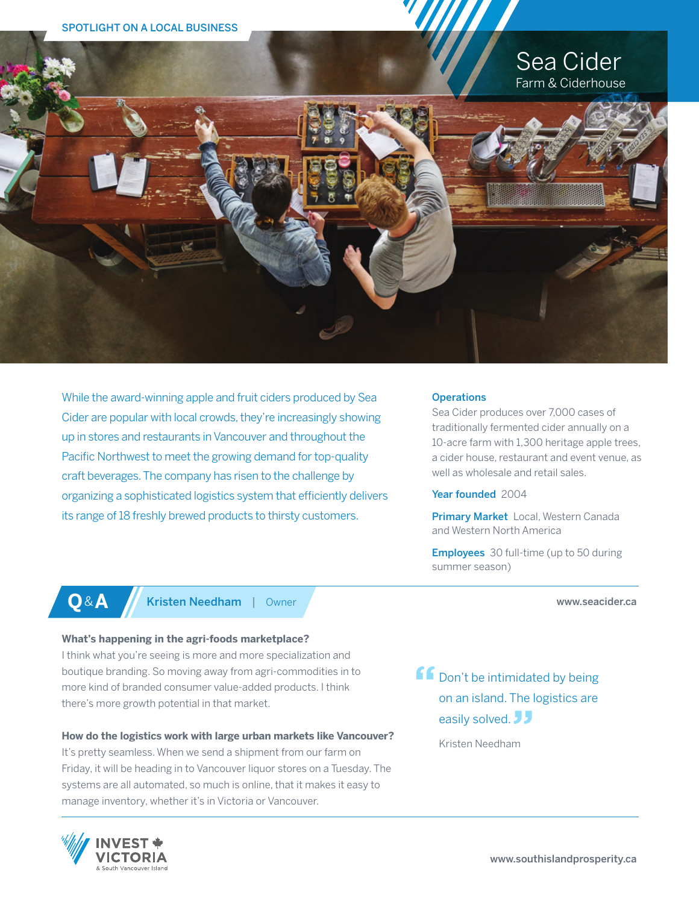SPOTLIGHT ON A LOCAL BUSINESS

# Sea Cider

## Farm & Ciderhouse

While the award-winning apple and fruit ciders produced by Sea Cider are popular with local crowds, they're increasingly showing up in stores and restaurants in Vancouver and throughout the Pacific Northwest to meet the growing demand for top-quality craft beverages. The company has risen to the challenge by organizing a sophisticated logistics system that efficiently delivers its range of 18 freshly brewed products to thirsty customers.

**Operations**
Sea Cider produces over 7,000 cases of traditionally fermented cider annually on a 10-acre farm with 1,300 heritage apple trees, a cider house, restaurant and event venue, as well as wholesale and retail sales.

**Year founded** 2004

**Primary Market** Local, Western Canada and Western North America

**Employees** 30 full-time (up to 50 during summer season)

## Q&A — Kristen Needham | Owner

www.seacider.ca

**What's happening in the agri-foods marketplace?**
I think what you're seeing is more and more specialization and boutique branding. So moving away from agri-commodities in to more kind of branded consumer value-added products. I think there's more growth potential in that market.

**How do the logistics work with large urban markets like Vancouver?**
It's pretty seamless. When we send a shipment from our farm on Friday, it will be heading in to Vancouver liquor stores on a Tuesday. The systems are all automated, so much is online, that it makes it easy to manage inventory, whether it's in Victoria or Vancouver.

> "Don't be intimidated by being on an island. The logistics are easily solved."
>
> Kristen Needham

INVEST VICTORIA & South Vancouver Island

www.southislandprosperity.ca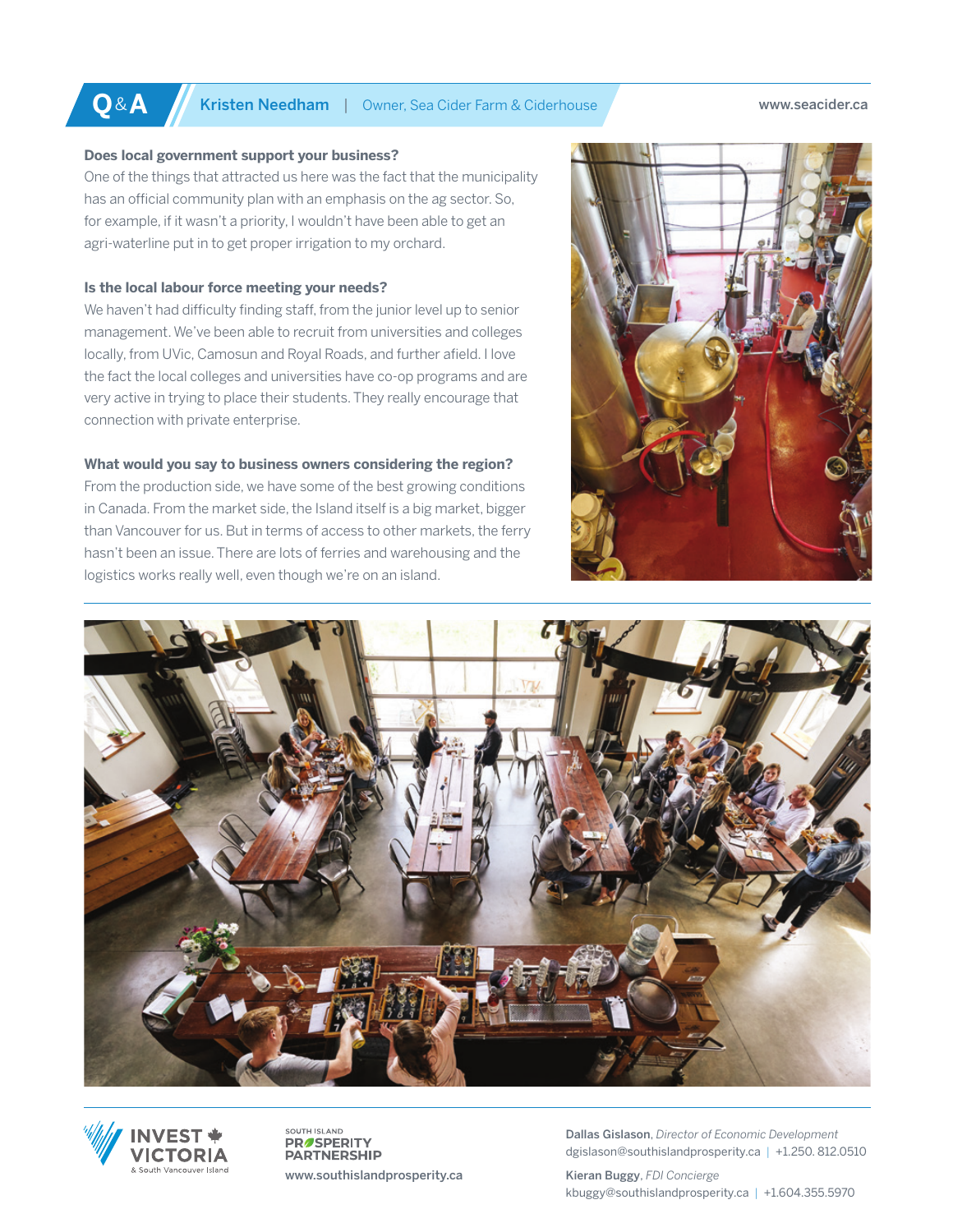## Q&A Kristen Needham | Owner, Sea Cider Farm & Ciderhouse

www.seacider.ca

**Does local government support your business?**

One of the things that attracted us here was the fact that the municipality has an official community plan with an emphasis on the ag sector. So, for example, if it wasn't a priority, I wouldn't have been able to get an agri-waterline put in to get proper irrigation to my orchard.

**Is the local labour force meeting your needs?**

We haven't had difficulty finding staff, from the junior level up to senior management. We've been able to recruit from universities and colleges locally, from UVic, Camosun and Royal Roads, and further afield. I love the fact the local colleges and universities have co-op programs and are very active in trying to place their students. They really encourage that connection with private enterprise.

**What would you say to business owners considering the region?**

From the production side, we have some of the best growing conditions in Canada. From the market side, the Island itself is a big market, bigger than Vancouver for us. But in terms of access to other markets, the ferry hasn't been an issue. There are lots of ferries and warehousing and the logistics works really well, even though we're on an island.

INVEST VICTORIA & South Vancouver Island

SOUTH ISLAND PROSPERITY PARTNERSHIP
www.southislandprosperity.ca

**Dallas Gislason**, *Director of Economic Development*
dgislason@southislandprosperity.ca | +1.250. 812.0510

**Kieran Buggy**, *FDI Concierge*
kbuggy@southislandprosperity.ca | +1.604.355.5970